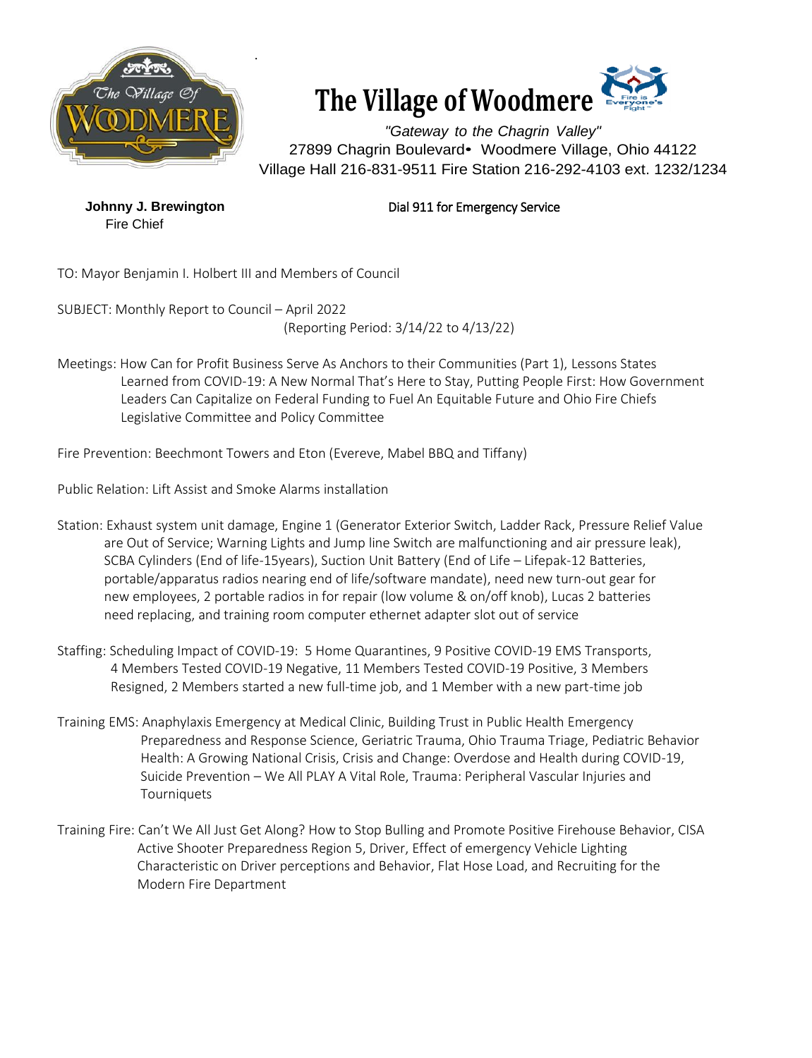# The Village of Woodmere

*"Gateway to the Chagrin Valley"*
27899 Chagrin Boulevard• Woodmere Village, Ohio 44122
Village Hall 216-831-9511 Fire Station 216-292-4103 ext. 1232/1234

**Johnny J. Brewington**
Fire Chief

Dial 911 for Emergency Service

TO: Mayor Benjamin I. Holbert III and Members of Council

SUBJECT: Monthly Report to Council – April 2022
(Reporting Period: 3/14/22 to 4/13/22)

Meetings: How Can for Profit Business Serve As Anchors to their Communities (Part 1), Lessons States Learned from COVID-19: A New Normal That's Here to Stay, Putting People First: How Government Leaders Can Capitalize on Federal Funding to Fuel An Equitable Future and Ohio Fire Chiefs Legislative Committee and Policy Committee

Fire Prevention: Beechmont Towers and Eton (Evereve, Mabel BBQ and Tiffany)

Public Relation: Lift Assist and Smoke Alarms installation

Station: Exhaust system unit damage, Engine 1 (Generator Exterior Switch, Ladder Rack, Pressure Relief Value are Out of Service; Warning Lights and Jump line Switch are malfunctioning and air pressure leak), SCBA Cylinders (End of life-15years), Suction Unit Battery (End of Life – Lifepak-12 Batteries, portable/apparatus radios nearing end of life/software mandate), need new turn-out gear for new employees, 2 portable radios in for repair (low volume & on/off knob), Lucas 2 batteries need replacing, and training room computer ethernet adapter slot out of service

Staffing: Scheduling Impact of COVID-19: 5 Home Quarantines, 9 Positive COVID-19 EMS Transports, 4 Members Tested COVID-19 Negative, 11 Members Tested COVID-19 Positive, 3 Members Resigned, 2 Members started a new full-time job, and 1 Member with a new part-time job

Training EMS: Anaphylaxis Emergency at Medical Clinic, Building Trust in Public Health Emergency Preparedness and Response Science, Geriatric Trauma, Ohio Trauma Triage, Pediatric Behavior Health: A Growing National Crisis, Crisis and Change: Overdose and Health during COVID-19, Suicide Prevention – We All PLAY A Vital Role, Trauma: Peripheral Vascular Injuries and Tourniquets

Training Fire: Can't We All Just Get Along? How to Stop Bulling and Promote Positive Firehouse Behavior, CISA Active Shooter Preparedness Region 5, Driver, Effect of emergency Vehicle Lighting Characteristic on Driver perceptions and Behavior, Flat Hose Load, and Recruiting for the Modern Fire Department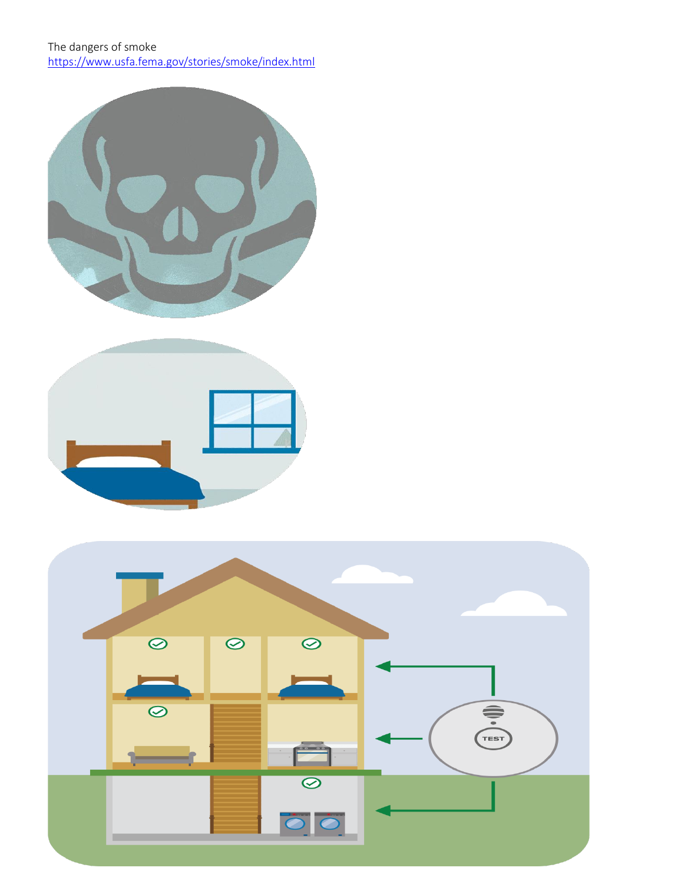The dangers of smoke
https://www.usfa.fema.gov/stories/smoke/index.html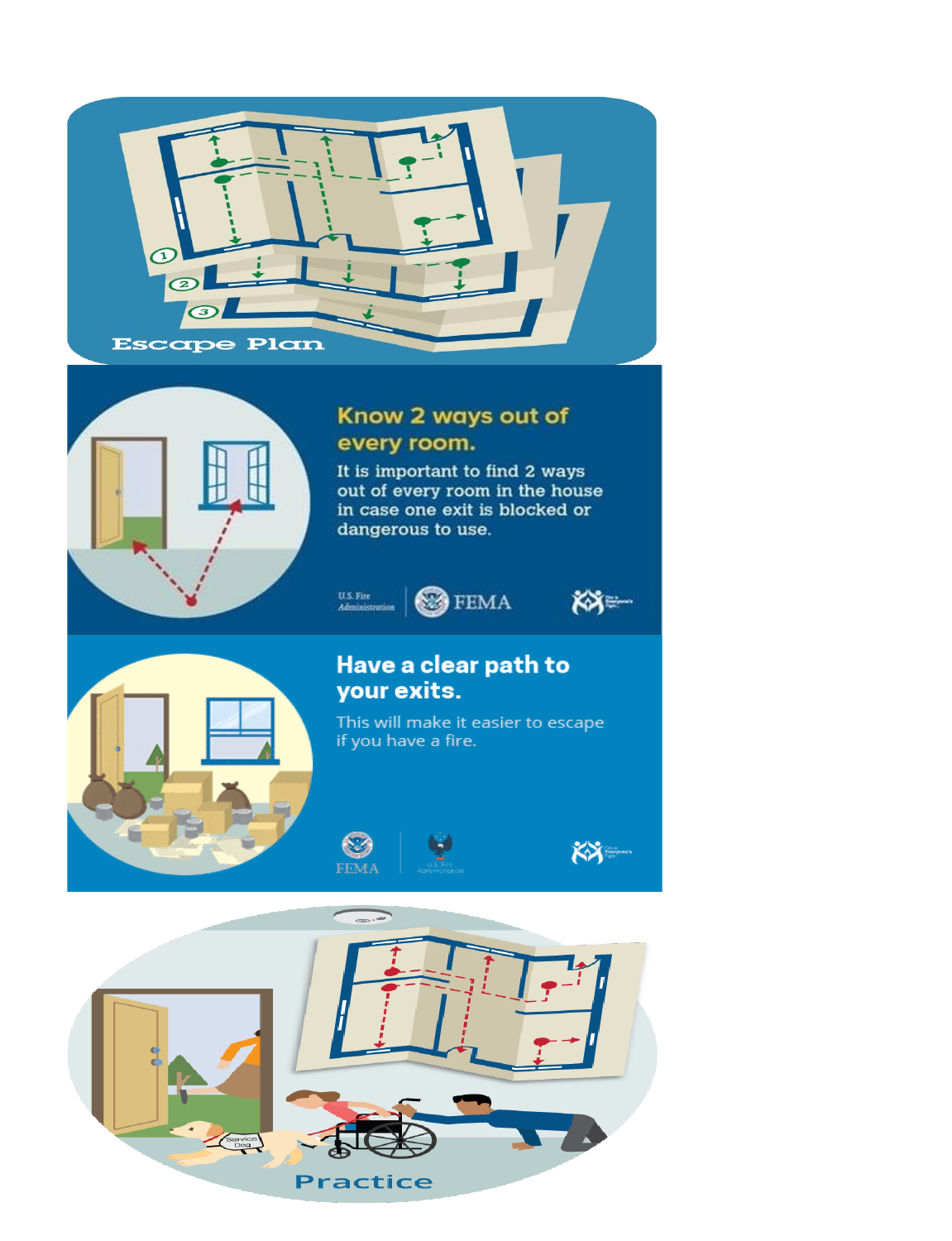Escape Plan

## Know 2 ways out of every room.

It is important to find 2 ways out of every room in the house in case one exit is blocked or dangerous to use.

U.S. Fire Administration | FEMA

## Have a clear path to your exits.

This will make it easier to escape if you have a fire.

FEMA | U.S. Fire Administration

Practice